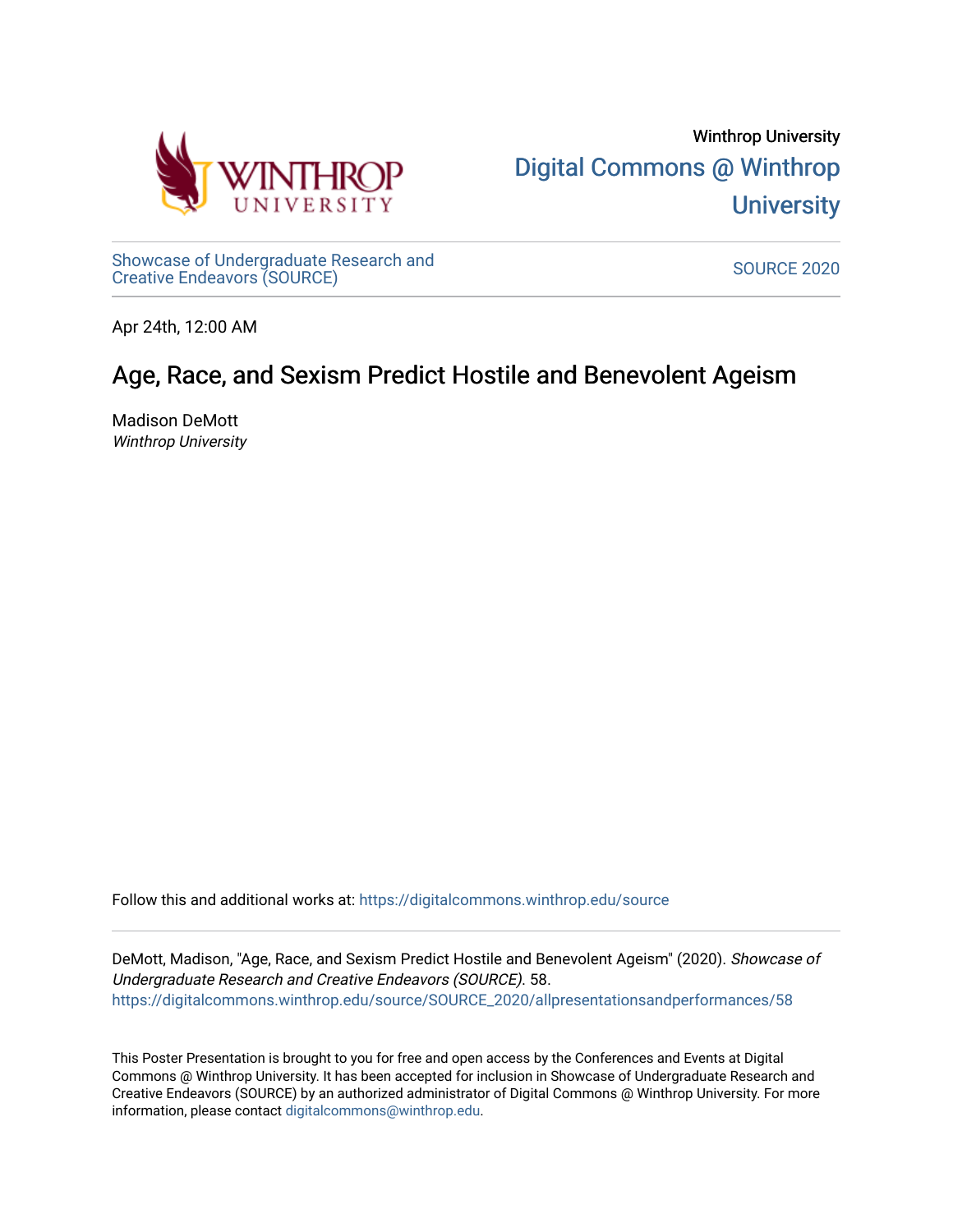Winthrop University

Digital Commons @ Winthrop University

Showcase of Undergraduate Research and Creative Endeavors (SOURCE)

SOURCE 2020

Apr 24th, 12:00 AM

# Age, Race, and Sexism Predict Hostile and Benevolent Ageism

Madison DeMott
*Winthrop University*

Follow this and additional works at: https://digitalcommons.winthrop.edu/source

DeMott, Madison, "Age, Race, and Sexism Predict Hostile and Benevolent Ageism" (2020). *Showcase of Undergraduate Research and Creative Endeavors (SOURCE)*. 58.
https://digitalcommons.winthrop.edu/source/SOURCE_2020/allpresentationsandperformances/58

This Poster Presentation is brought to you for free and open access by the Conferences and Events at Digital Commons @ Winthrop University. It has been accepted for inclusion in Showcase of Undergraduate Research and Creative Endeavors (SOURCE) by an authorized administrator of Digital Commons @ Winthrop University. For more information, please contact digitalcommons@winthrop.edu.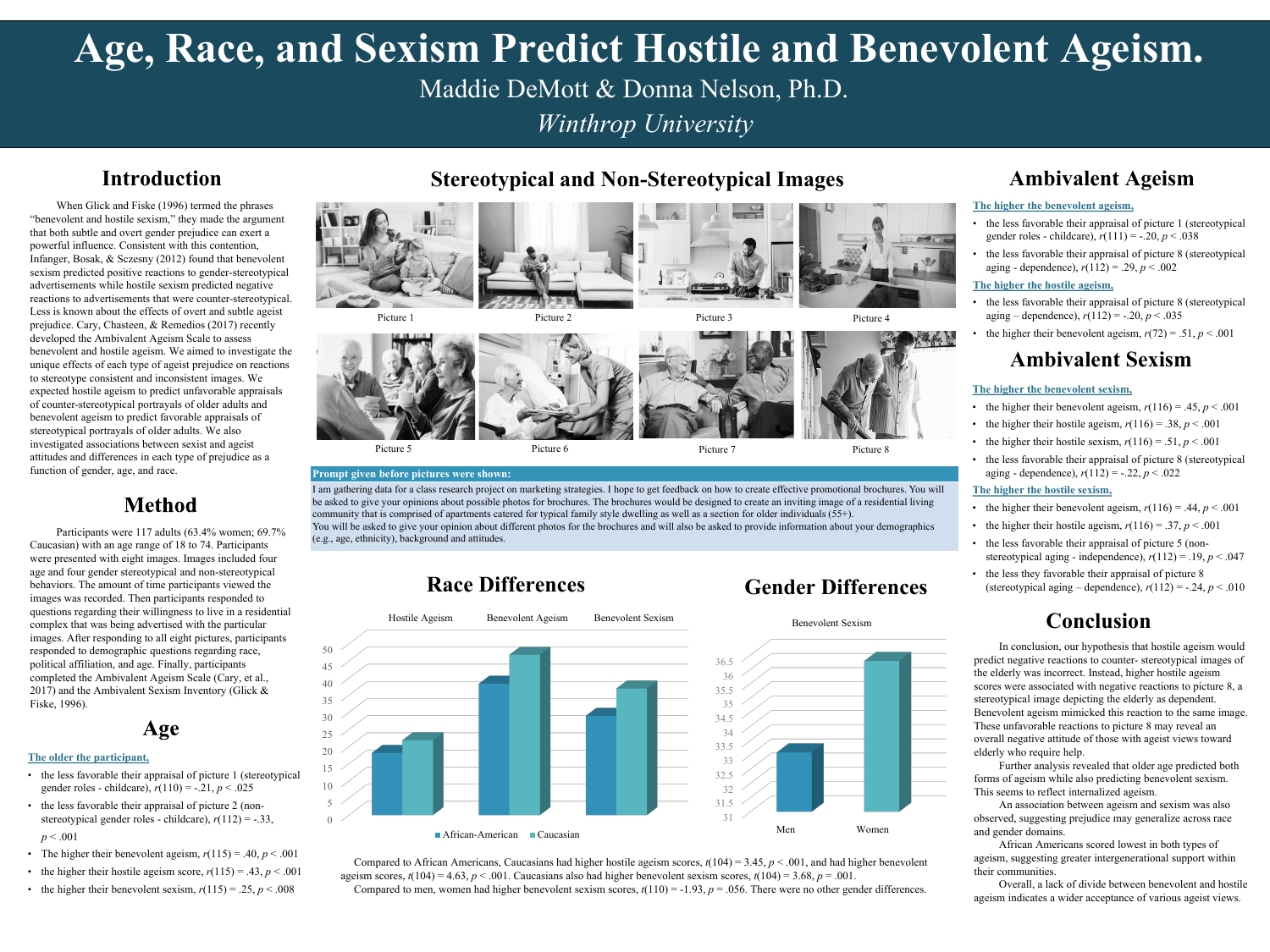# Age, Race, and Sexism Predict Hostile and Benevolent Ageism.

Maddie DeMott & Donna Nelson, Ph.D.

*Winthrop University*

## Introduction

When Glick and Fiske (1996) termed the phrases "benevolent and hostile sexism," they made the argument that both subtle and overt gender prejudice can exert a powerful influence. Consistent with this contention, Infanger, Bosak, & Sczesny (2012) found that benevolent sexism predicted positive reactions to gender-stereotypical advertisements while hostile sexism predicted negative reactions to advertisements that were counter-stereotypical. Less is known about the effects of overt and subtle ageist prejudice. Cary, Chasteen, & Remedios (2017) recently developed the Ambivalent Ageism Scale to assess benevolent and hostile ageism. We aimed to investigate the unique effects of each type of ageist prejudice on reactions to stereotype consistent and inconsistent images. We expected hostile ageism to predict unfavorable appraisals of counter-stereotypical portrayals of older adults and benevolent ageism to predict favorable appraisals of stereotypical portrayals of older adults. We also investigated associations between sexist and ageist attitudes and differences in each type of prejudice as a function of gender, age, and race.

## Method

Participants were 117 adults (63.4% women; 69.7% Caucasian) with an age range of 18 to 74. Participants were presented with eight images. Images included four age and four gender stereotypical and non-stereotypical behaviors. The amount of time participants viewed the images was recorded. Then participants responded to questions regarding their willingness to live in a residential complex that was being advertised with the particular images. After responding to all eight pictures, participants responded to demographic questions regarding race, political affiliation, and age. Finally, participants completed the Ambivalent Ageism Scale (Cary, et al., 2017) and the Ambivalent Sexism Inventory (Glick & Fiske, 1996).

## Age

**The older the participant,**

- the less favorable their appraisal of picture 1 (stereotypical gender roles - childcare), $r(110) = -.21, p < .025$
- the less favorable their appraisal of picture 2 (non-stereotypical gender roles - childcare), $r(112) = -.33, p < .001$
- The higher their benevolent ageism, $r(115) = .40, p < .001$
- the higher their hostile ageism score, $r(115) = .43, p < .001$
- the higher their benevolent sexism, $r(115) = .25, p < .008$

## Stereotypical and Non-Stereotypical Images

Picture 1

Picture 2

Picture 3

Picture 4

Picture 5

Picture 6

Picture 7

Picture 8

**Prompt given before pictures were shown:**

I am gathering data for a class research project on marketing strategies. I hope to get feedback on how to create effective promotional brochures. You will be asked to give your opinions about possible photos for brochures. The brochures would be designed to create an inviting image of a residential living community that is comprised of apartments catered for typical family style dwelling as well as a section for older individuals (55+).
You will be asked to give your opinion about different photos for the brochures and will also be asked to provide information about your demographics (e.g., age, ethnicity), background and attitudes.

## Race Differences

Hostile Ageism
Benevolent Ageism
Benevolent Sexism

50
45
40
35
30
25
20
15
10
5
0

African-American
Caucasian

## Gender Differences

Benevolent Sexism

36.5
36
35.5
35
34.5
34
33.5
33
32.5
32
31.5
31

Men
Women

Compared to African Americans, Caucasians had higher hostile ageism scores, $t(104) = 3.45, p < .001$, and had higher benevolent ageism scores, $t(104) = 4.63, p < .001$. Caucasians also had higher benevolent sexism scores, $t(104) = 3.68, p = .001$.
Compared to men, women had higher benevolent sexism scores, $t(110) = -1.93, p = .056$. There were no other gender differences.

## Ambivalent Ageism

**The higher the benevolent ageism,**

- the less favorable their appraisal of picture 1 (stereotypical gender roles - childcare), $r(111) = -.20, p < .038$
- the less favorable their appraisal of picture 8 (stereotypical aging - dependence), $r(112) = .29, p < .002$

**The higher the hostile ageism,**

- the less favorable their appraisal of picture 8 (stereotypical aging – dependence), $r(112) = -.20, p < .035$
- the higher their benevolent ageism, $r(72) = .51, p < .001$

## Ambivalent Sexism

**The higher the benevolent sexism,**

- the higher their benevolent ageism, $r(116) = .45, p < .001$
- the higher their hostile ageism, $r(116) = .38, p < .001$
- the higher their hostile sexism, $r(116) = .51, p < .001$
- the less favorable their appraisal of picture 8 (stereotypical aging - dependence), $r(112) = -.22, p < .022$

**The higher the hostile sexism,**

- the higher their benevolent ageism, $r(116) = .44, p < .001$
- the higher their hostile ageism, $r(116) = .37, p < .001$
- the less favorable their appraisal of picture 5 (non-stereotypical aging - independence), $r(112) = .19, p < .047$
- the less they favorable their appraisal of picture 8 (stereotypical aging – dependence), $r(112) = -.24, p < .010$

## Conclusion

In conclusion, our hypothesis that hostile ageism would predict negative reactions to counter- stereotypical images of the elderly was incorrect. Instead, higher hostile ageism scores were associated with negative reactions to picture 8, a stereotypical image depicting the elderly as dependent. Benevolent ageism mimicked this reaction to the same image. These unfavorable reactions to picture 8 may reveal an overall negative attitude of those with ageist views toward elderly who require help.

Further analysis revealed that older age predicted both forms of ageism while also predicting benevolent sexism. This seems to reflect internalized ageism.

An association between ageism and sexism was also observed, suggesting prejudice may generalize across race and gender domains.

African Americans scored lowest in both types of ageism, suggesting greater intergenerational support within their communities.

Overall, a lack of divide between benevolent and hostile ageism indicates a wider acceptance of various ageist views.